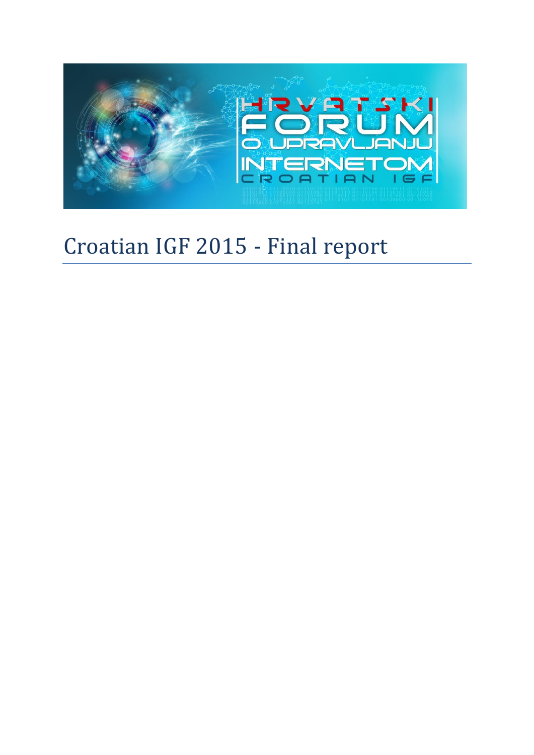# Croatian IGF 2015 - Final report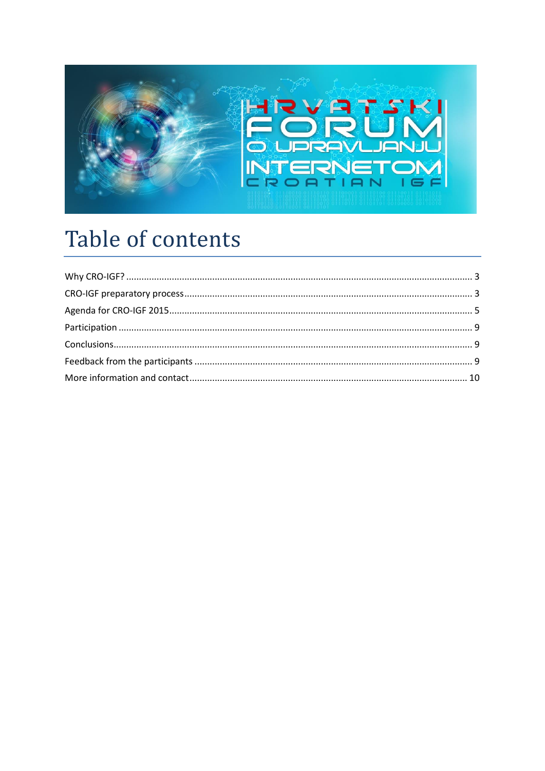# Table of contents

Why CRO-IGF? ........................................................................................................................ 3

CRO-IGF preparatory process ............................................................................................. 3

Agenda for CRO-IGF 2015 .................................................................................................... 5

Participation .......................................................................................................................... 9

Conclusions ........................................................................................................................... 9

Feedback from the participants .......................................................................................... 9

More information and contact ............................................................................................. 10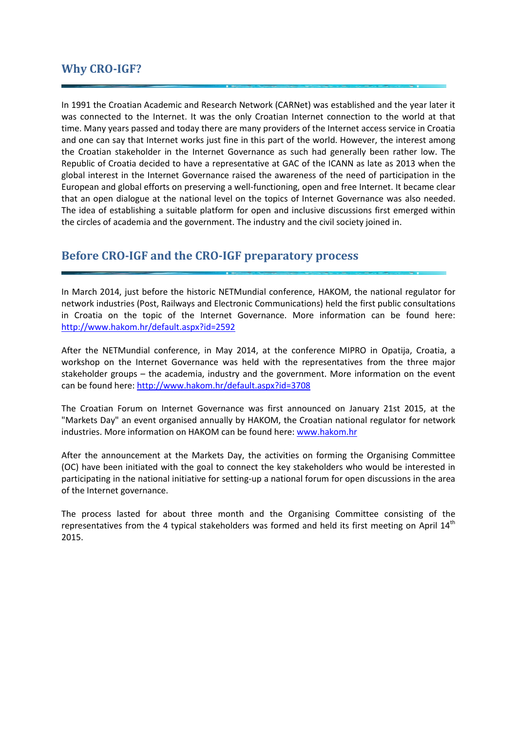## Why CRO-IGF?

In 1991 the Croatian Academic and Research Network (CARNet) was established and the year later it was connected to the Internet. It was the only Croatian Internet connection to the world at that time. Many years passed and today there are many providers of the Internet access service in Croatia and one can say that Internet works just fine in this part of the world. However, the interest among the Croatian stakeholder in the Internet Governance as such had generally been rather low. The Republic of Croatia decided to have a representative at GAC of the ICANN as late as 2013 when the global interest in the Internet Governance raised the awareness of the need of participation in the European and global efforts on preserving a well-functioning, open and free Internet. It became clear that an open dialogue at the national level on the topics of Internet Governance was also needed. The idea of establishing a suitable platform for open and inclusive discussions first emerged within the circles of academia and the government. The industry and the civil society joined in.

## Before CRO-IGF and the CRO-IGF preparatory process

In March 2014, just before the historic NETMundial conference, HAKOM, the national regulator for network industries (Post, Railways and Electronic Communications) held the first public consultations in Croatia on the topic of the Internet Governance. More information can be found here: [http://www.hakom.hr/default.aspx?id=2592](http://www.hakom.hr/default.aspx?id=2592)

After the NETMundial conference, in May 2014, at the conference MIPRO in Opatija, Croatia, a workshop on the Internet Governance was held with the representatives from the three major stakeholder groups – the academia, industry and the government. More information on the event can be found here: [http://www.hakom.hr/default.aspx?id=3708](http://www.hakom.hr/default.aspx?id=3708)

The Croatian Forum on Internet Governance was first announced on January 21st 2015, at the "Markets Day" an event organised annually by HAKOM, the Croatian national regulator for network industries. More information on HAKOM can be found here: [www.hakom.hr](www.hakom.hr)

After the announcement at the Markets Day, the activities on forming the Organising Committee (OC) have been initiated with the goal to connect the key stakeholders who would be interested in participating in the national initiative for setting-up a national forum for open discussions in the area of the Internet governance.

The process lasted for about three month and the Organising Committee consisting of the representatives from the 4 typical stakeholders was formed and held its first meeting on April 14th 2015.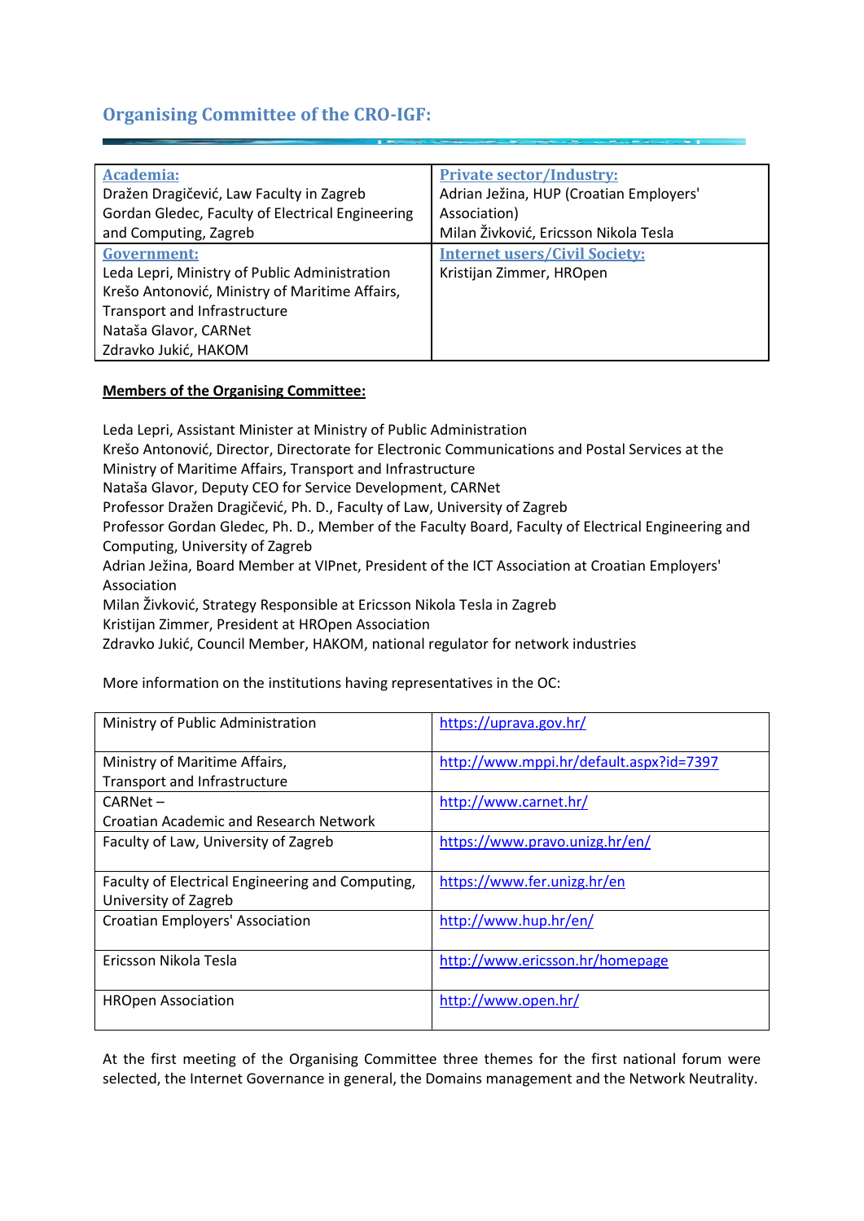## Organising Committee of the CRO-IGF:

| **Academia:** | **Private sector/Industry:** |
|---|---|
| Dražen Dragičević, Law Faculty in Zagreb<br>Gordan Gledec, Faculty of Electrical Engineering and Computing, Zagreb | Adrian Ježina, HUP (Croatian Employers' Association)<br>Milan Živković, Ericsson Nikola Tesla |
| **Government:**<br>Leda Lepri, Ministry of Public Administration<br>Krešo Antonović, Ministry of Maritime Affairs, Transport and Infrastructure<br>Nataša Glavor, CARNet<br>Zdravko Jukić, HAKOM | **Internet users/Civil Society:**<br>Kristijan Zimmer, HROpen |

**Members of the Organising Committee:**

Leda Lepri, Assistant Minister at Ministry of Public Administration
Krešo Antonović, Director, Directorate for Electronic Communications and Postal Services at the Ministry of Maritime Affairs, Transport and Infrastructure
Nataša Glavor, Deputy CEO for Service Development, CARNet
Professor Dražen Dragičević, Ph. D., Faculty of Law, University of Zagreb
Professor Gordan Gledec, Ph. D., Member of the Faculty Board, Faculty of Electrical Engineering and Computing, University of Zagreb
Adrian Ježina, Board Member at VIPnet, President of the ICT Association at Croatian Employers' Association
Milan Živković, Strategy Responsible at Ericsson Nikola Tesla in Zagreb
Kristijan Zimmer, President at HROpen Association
Zdravko Jukić, Council Member, HAKOM, national regulator for network industries

More information on the institutions having representatives in the OC:

| Institution | Website |
|---|---|
| Ministry of Public Administration | https://uprava.gov.hr/ |
| Ministry of Maritime Affairs, Transport and Infrastructure | http://www.mppi.hr/default.aspx?id=7397 |
| CARNet – Croatian Academic and Research Network | http://www.carnet.hr/ |
| Faculty of Law, University of Zagreb | https://www.pravo.unizg.hr/en/ |
| Faculty of Electrical Engineering and Computing, University of Zagreb | https://www.fer.unizg.hr/en |
| Croatian Employers' Association | http://www.hup.hr/en/ |
| Ericsson Nikola Tesla | http://www.ericsson.hr/homepage |
| HROpen Association | http://www.open.hr/ |

At the first meeting of the Organising Committee three themes for the first national forum were selected, the Internet Governance in general, the Domains management and the Network Neutrality.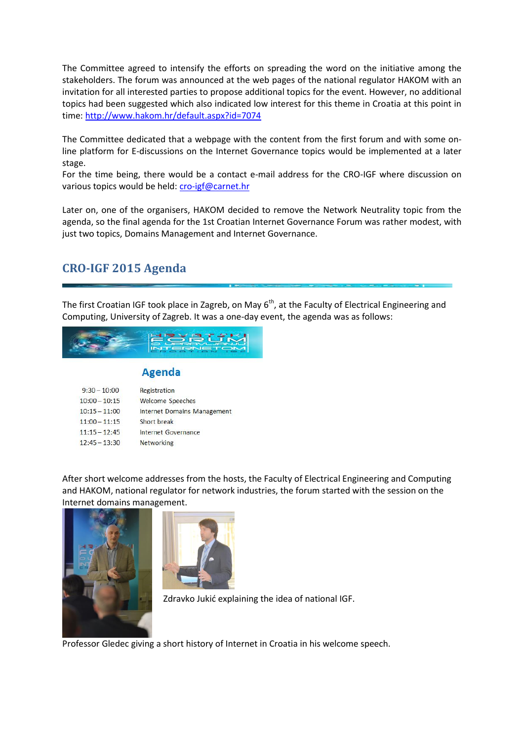The Committee agreed to intensify the efforts on spreading the word on the initiative among the stakeholders. The forum was announced at the web pages of the national regulator HAKOM with an invitation for all interested parties to propose additional topics for the event. However, no additional topics had been suggested which also indicated low interest for this theme in Croatia at this point in time: http://www.hakom.hr/default.aspx?id=7074

The Committee dedicated that a webpage with the content from the first forum and with some on-line platform for E-discussions on the Internet Governance topics would be implemented at a later stage.
For the time being, there would be a contact e-mail address for the CRO-IGF where discussion on various topics would be held: cro-igf@carnet.hr

Later on, one of the organisers, HAKOM decided to remove the Network Neutrality topic from the agenda, so the final agenda for the 1st Croatian Internet Governance Forum was rather modest, with just two topics, Domains Management and Internet Governance.

## CRO-IGF 2015 Agenda

The first Croatian IGF took place in Zagreb, on May 6th, at the Faculty of Electrical Engineering and Computing, University of Zagreb. It was a one-day event, the agenda was as follows:

### Agenda

| | |
|---|---|
| 9:30 – 10:00 | Registration |
| 10:00 – 10:15 | Welcome Speeches |
| 10:15 – 11:00 | Internet Domains Management |
| 11:00 – 11:15 | Short break |
| 11:15 – 12:45 | Internet Governance |
| 12:45 – 13:30 | Networking |

After short welcome addresses from the hosts, the Faculty of Electrical Engineering and Computing and HAKOM, national regulator for network industries, the forum started with the session on the Internet domains management.

Zdravko Jukić explaining the idea of national IGF.

Professor Gledec giving a short history of Internet in Croatia in his welcome speech.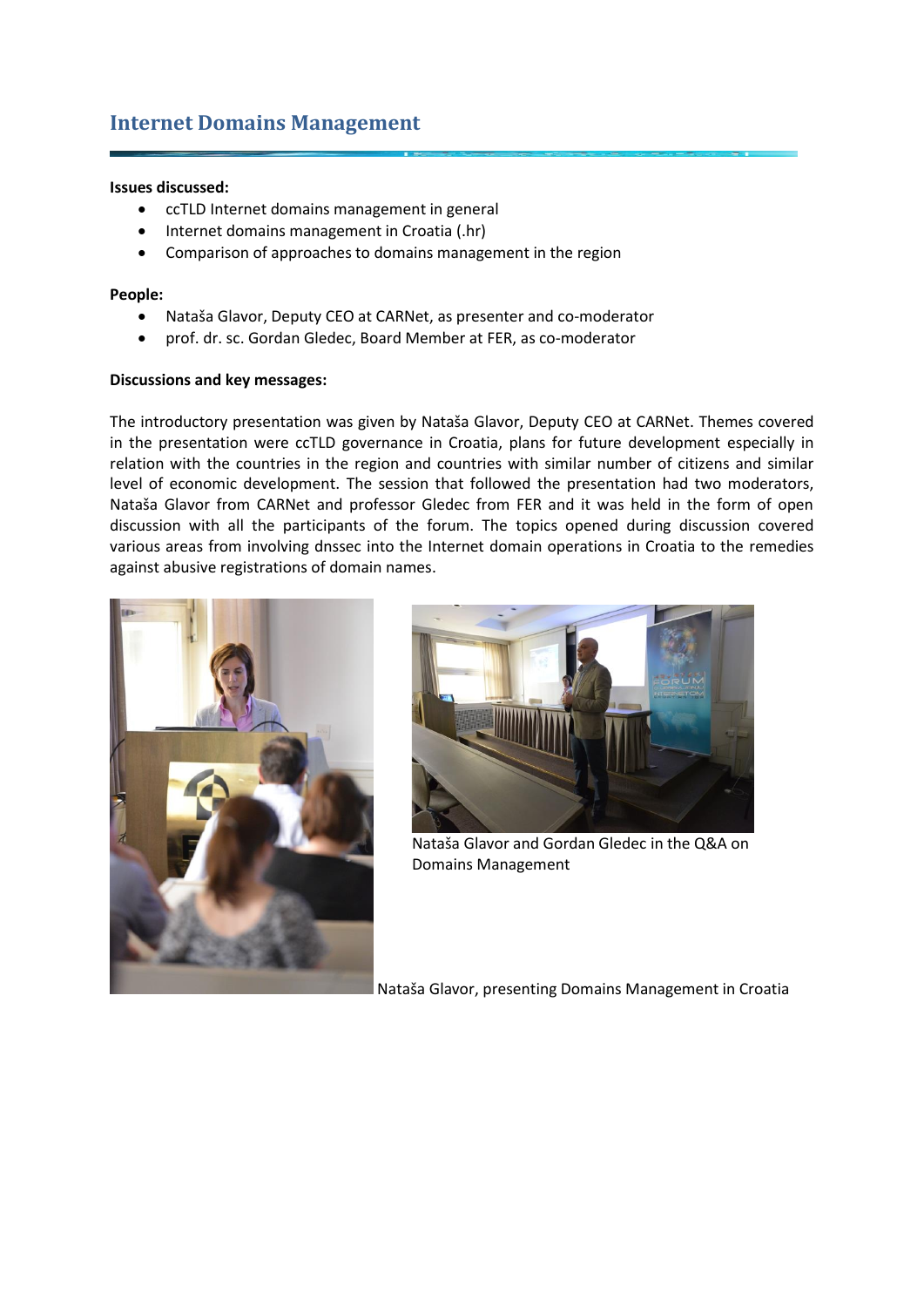## Internet Domains Management

**Issues discussed:**

- ccTLD Internet domains management in general
- Internet domains management in Croatia (.hr)
- Comparison of approaches to domains management in the region

**People:**

- Nataša Glavor, Deputy CEO at CARNet, as presenter and co-moderator
- prof. dr. sc. Gordan Gledec, Board Member at FER, as co-moderator

**Discussions and key messages:**

The introductory presentation was given by Nataša Glavor, Deputy CEO at CARNet. Themes covered in the presentation were ccTLD governance in Croatia, plans for future development especially in relation with the countries in the region and countries with similar number of citizens and similar level of economic development. The session that followed the presentation had two moderators, Nataša Glavor from CARNet and professor Gledec from FER and it was held in the form of open discussion with all the participants of the forum. The topics opened during discussion covered various areas from involving dnssec into the Internet domain operations in Croatia to the remedies against abusive registrations of domain names.

Nataša Glavor and Gordan Gledec in the Q&A on Domains Management

Nataša Glavor, presenting Domains Management in Croatia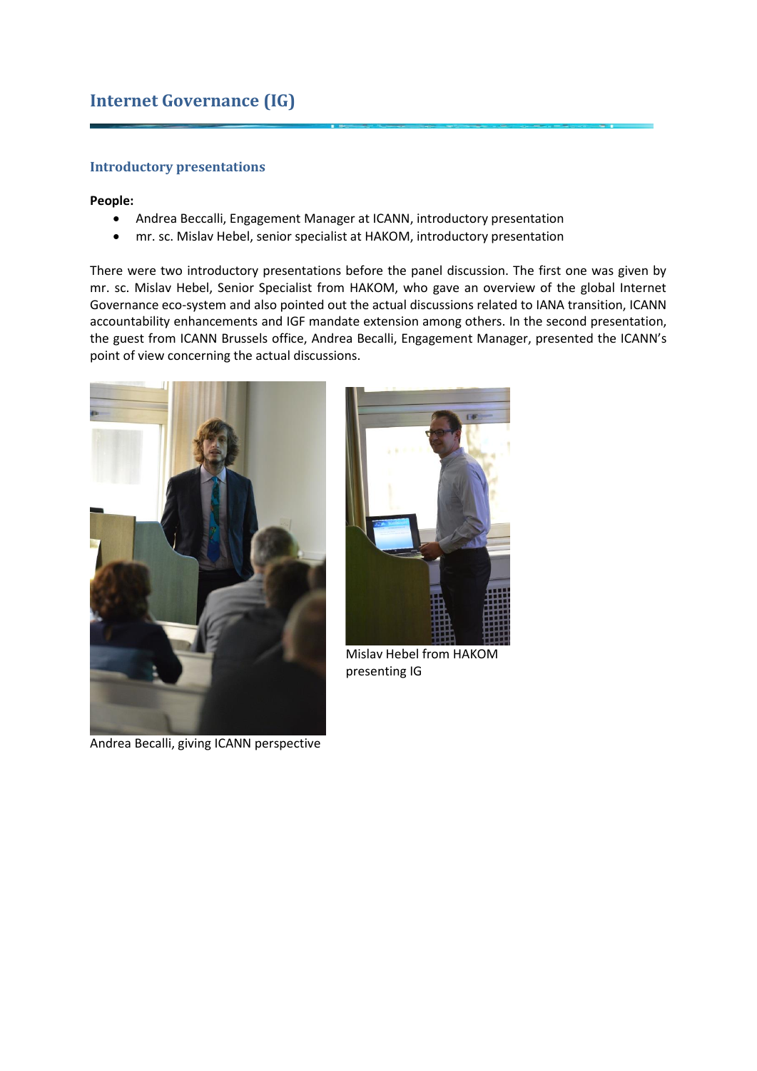# Internet Governance (IG)

## Introductory presentations

**People:**

- Andrea Beccalli, Engagement Manager at ICANN, introductory presentation
- mr. sc. Mislav Hebel, senior specialist at HAKOM, introductory presentation

There were two introductory presentations before the panel discussion. The first one was given by mr. sc. Mislav Hebel, Senior Specialist from HAKOM, who gave an overview of the global Internet Governance eco-system and also pointed out the actual discussions related to IANA transition, ICANN accountability enhancements and IGF mandate extension among others. In the second presentation, the guest from ICANN Brussels office, Andrea Becalli, Engagement Manager, presented the ICANN's point of view concerning the actual discussions.

Andrea Becalli, giving ICANN perspective

Mislav Hebel from HAKOM presenting IG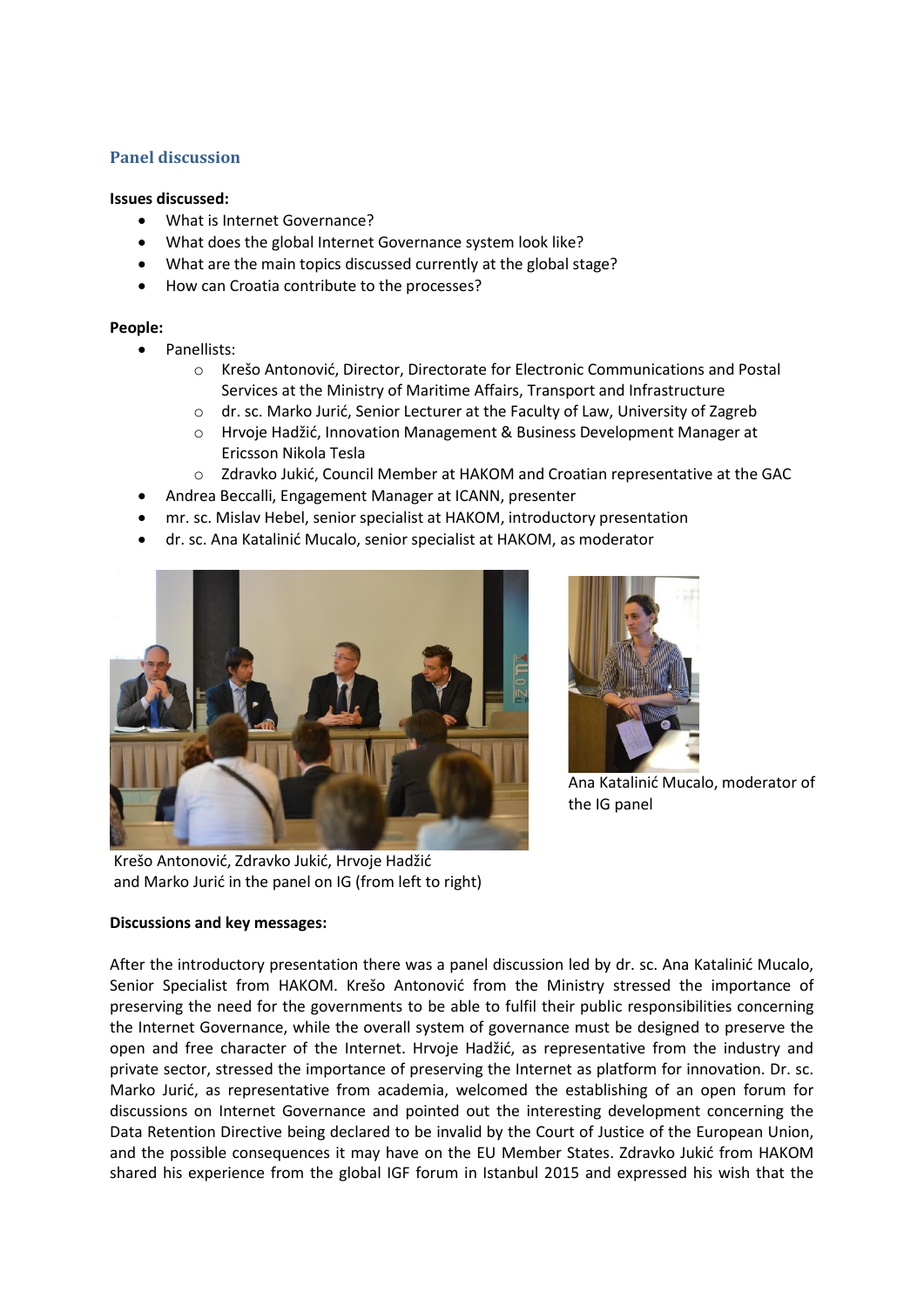## Panel discussion

**Issues discussed:**

- What is Internet Governance?
- What does the global Internet Governance system look like?
- What are the main topics discussed currently at the global stage?
- How can Croatia contribute to the processes?

**People:**

- Panellists:
    - Krešo Antonović, Director, Directorate for Electronic Communications and Postal Services at the Ministry of Maritime Affairs, Transport and Infrastructure
    - dr. sc. Marko Jurić, Senior Lecturer at the Faculty of Law, University of Zagreb
    - Hrvoje Hadžić, Innovation Management & Business Development Manager at Ericsson Nikola Tesla
    - Zdravko Jukić, Council Member at HAKOM and Croatian representative at the GAC
- Andrea Beccalli, Engagement Manager at ICANN, presenter
- mr. sc. Mislav Hebel, senior specialist at HAKOM, introductory presentation
- dr. sc. Ana Katalinić Mucalo, senior specialist at HAKOM, as moderator

Krešo Antonović, Zdravko Jukić, Hrvoje Hadžić and Marko Jurić in the panel on IG (from left to right)

Ana Katalinić Mucalo, moderator of the IG panel

**Discussions and key messages:**

After the introductory presentation there was a panel discussion led by dr. sc. Ana Katalinić Mucalo, Senior Specialist from HAKOM. Krešo Antonović from the Ministry stressed the importance of preserving the need for the governments to be able to fulfil their public responsibilities concerning the Internet Governance, while the overall system of governance must be designed to preserve the open and free character of the Internet. Hrvoje Hadžić, as representative from the industry and private sector, stressed the importance of preserving the Internet as platform for innovation. Dr. sc. Marko Jurić, as representative from academia, welcomed the establishing of an open forum for discussions on Internet Governance and pointed out the interesting development concerning the Data Retention Directive being declared to be invalid by the Court of Justice of the European Union, and the possible consequences it may have on the EU Member States. Zdravko Jukić from HAKOM shared his experience from the global IGF forum in Istanbul 2015 and expressed his wish that the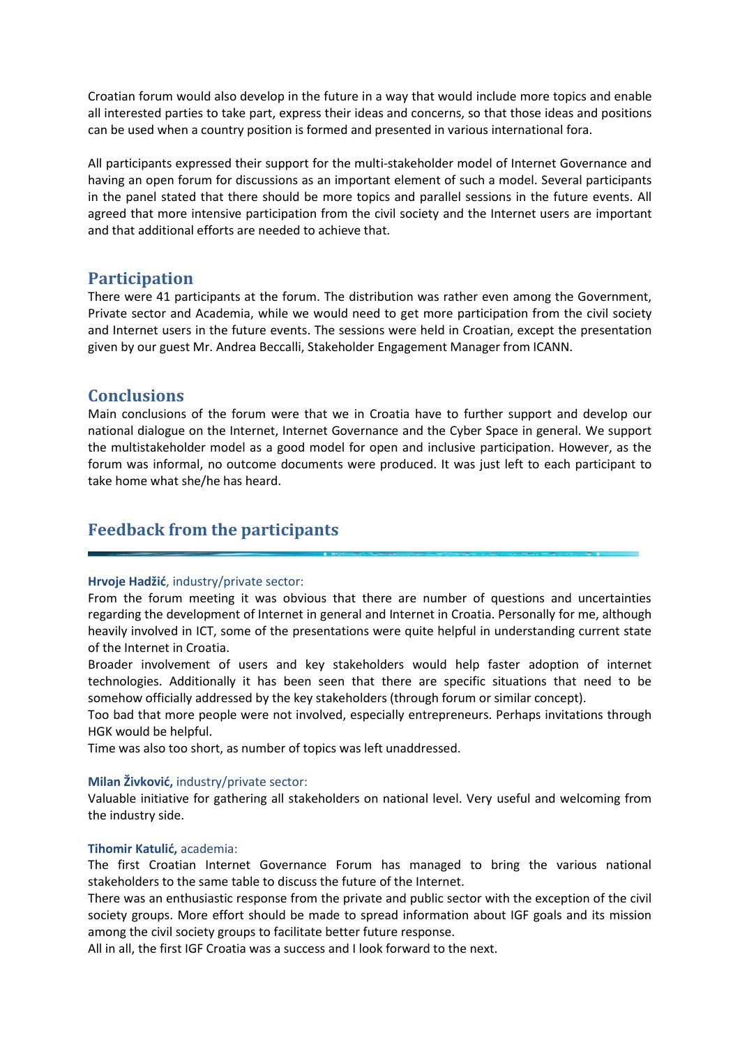Croatian forum would also develop in the future in a way that would include more topics and enable all interested parties to take part, express their ideas and concerns, so that those ideas and positions can be used when a country position is formed and presented in various international fora.

All participants expressed their support for the multi-stakeholder model of Internet Governance and having an open forum for discussions as an important element of such a model. Several participants in the panel stated that there should be more topics and parallel sessions in the future events. All agreed that more intensive participation from the civil society and the Internet users are important and that additional efforts are needed to achieve that.

## Participation

There were 41 participants at the forum. The distribution was rather even among the Government, Private sector and Academia, while we would need to get more participation from the civil society and Internet users in the future events. The sessions were held in Croatian, except the presentation given by our guest Mr. Andrea Beccalli, Stakeholder Engagement Manager from ICANN.

## Conclusions

Main conclusions of the forum were that we in Croatia have to further support and develop our national dialogue on the Internet, Internet Governance and the Cyber Space in general. We support the multistakeholder model as a good model for open and inclusive participation. However, as the forum was informal, no outcome documents were produced. It was just left to each participant to take home what she/he has heard.

## Feedback from the participants

**Hrvoje Hadžić**, industry/private sector:

From the forum meeting it was obvious that there are number of questions and uncertainties regarding the development of Internet in general and Internet in Croatia. Personally for me, although heavily involved in ICT, some of the presentations were quite helpful in understanding current state of the Internet in Croatia.

Broader involvement of users and key stakeholders would help faster adoption of internet technologies. Additionally it has been seen that there are specific situations that need to be somehow officially addressed by the key stakeholders (through forum or similar concept).

Too bad that more people were not involved, especially entrepreneurs. Perhaps invitations through HGK would be helpful.

Time was also too short, as number of topics was left unaddressed.

**Milan Živković,** industry/private sector:

Valuable initiative for gathering all stakeholders on national level. Very useful and welcoming from the industry side.

**Tihomir Katulić,** academia:

The first Croatian Internet Governance Forum has managed to bring the various national stakeholders to the same table to discuss the future of the Internet.

There was an enthusiastic response from the private and public sector with the exception of the civil society groups. More effort should be made to spread information about IGF goals and its mission among the civil society groups to facilitate better future response.

All in all, the first IGF Croatia was a success and I look forward to the next.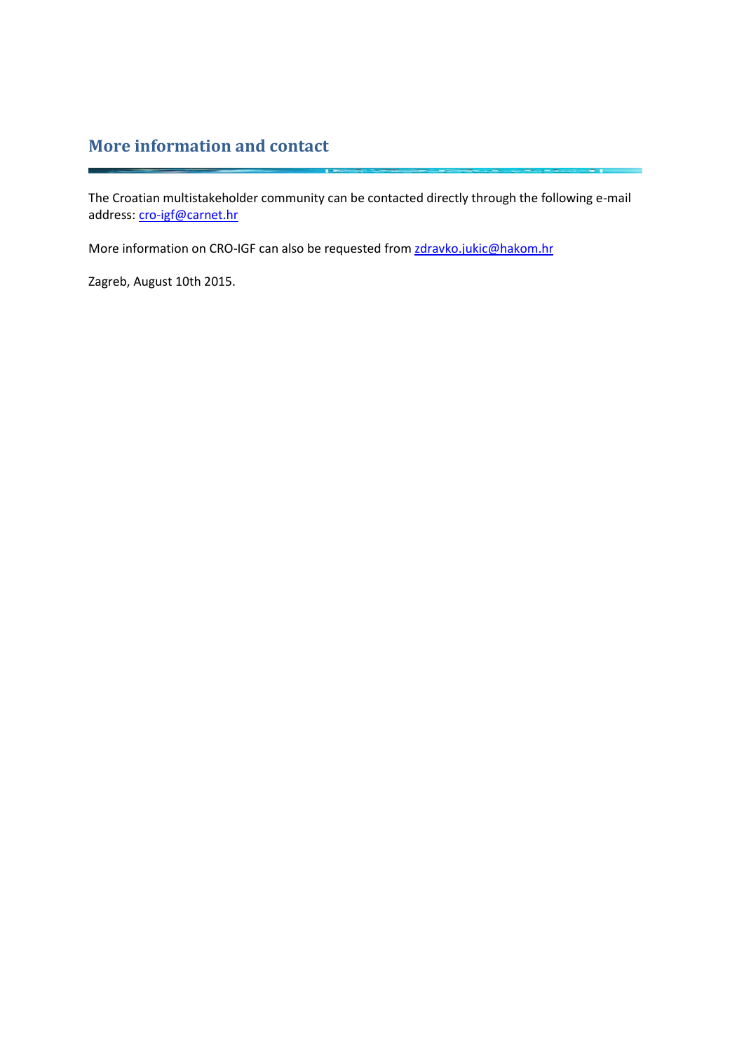## More information and contact

The Croatian multistakeholder community can be contacted directly through the following e-mail address: cro-igf@carnet.hr

More information on CRO-IGF can also be requested from zdravko.jukic@hakom.hr

Zagreb, August 10th 2015.